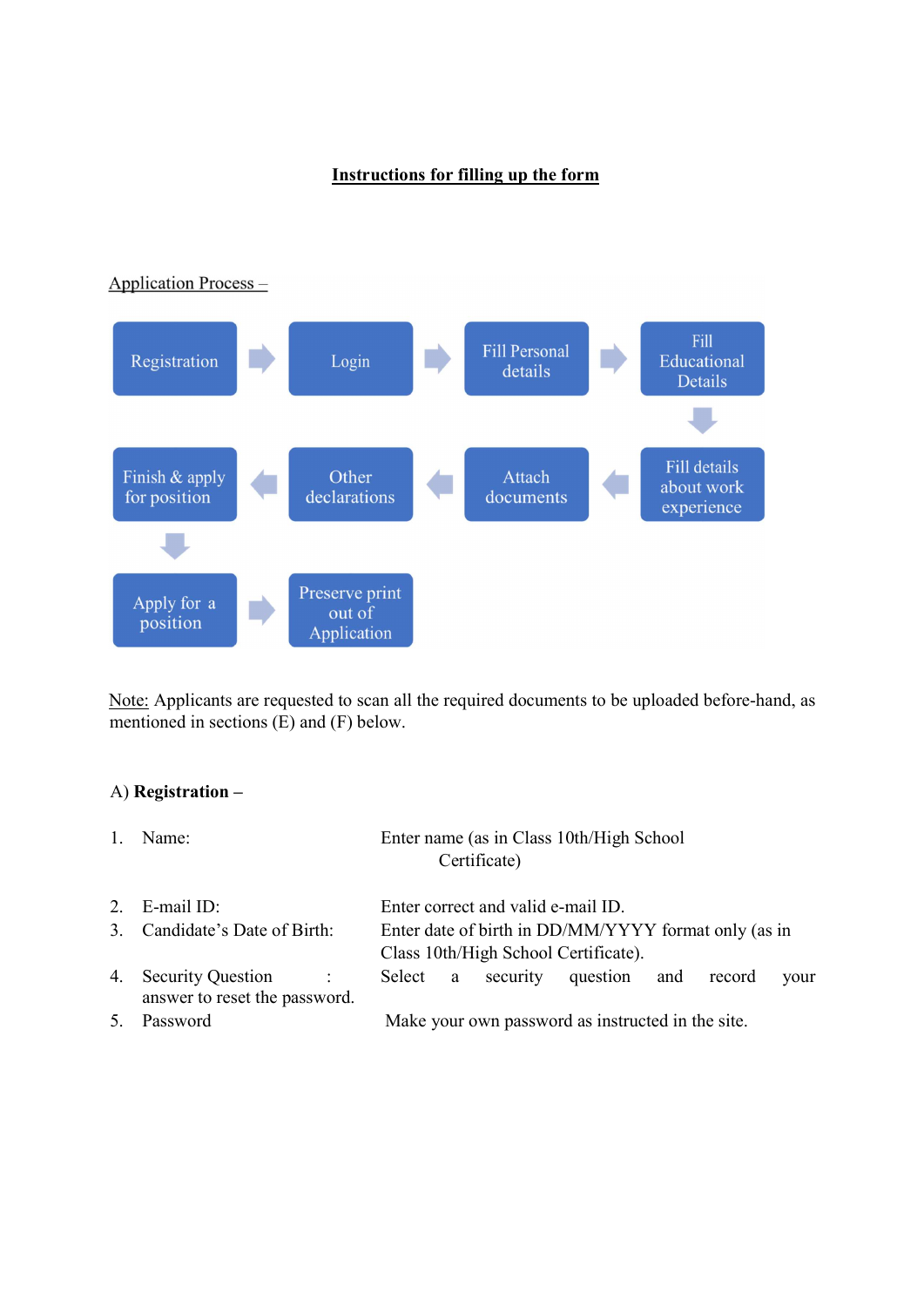# Instructions for filling up the form

Application Process –

Registration → Login → Fill Personal details → Fill Educational Details → Fill details about work experience → Attach documents → Other declarations → Finish & apply for position → Apply for a position → Preserve print out of Application

Note: Applicants are requested to scan all the required documents to be uploaded before-hand, as mentioned in sections (E) and (F) below.

A) **Registration –**

1. Name: Enter name (as in Class 10th/High School Certificate)
2. E-mail ID: Enter correct and valid e-mail ID.
3. Candidate's Date of Birth: Enter date of birth in DD/MM/YYYY format only (as in Class 10th/High School Certificate).
4. Security Question : Select a security question and record your answer to reset the password.
5. Password Make your own password as instructed in the site.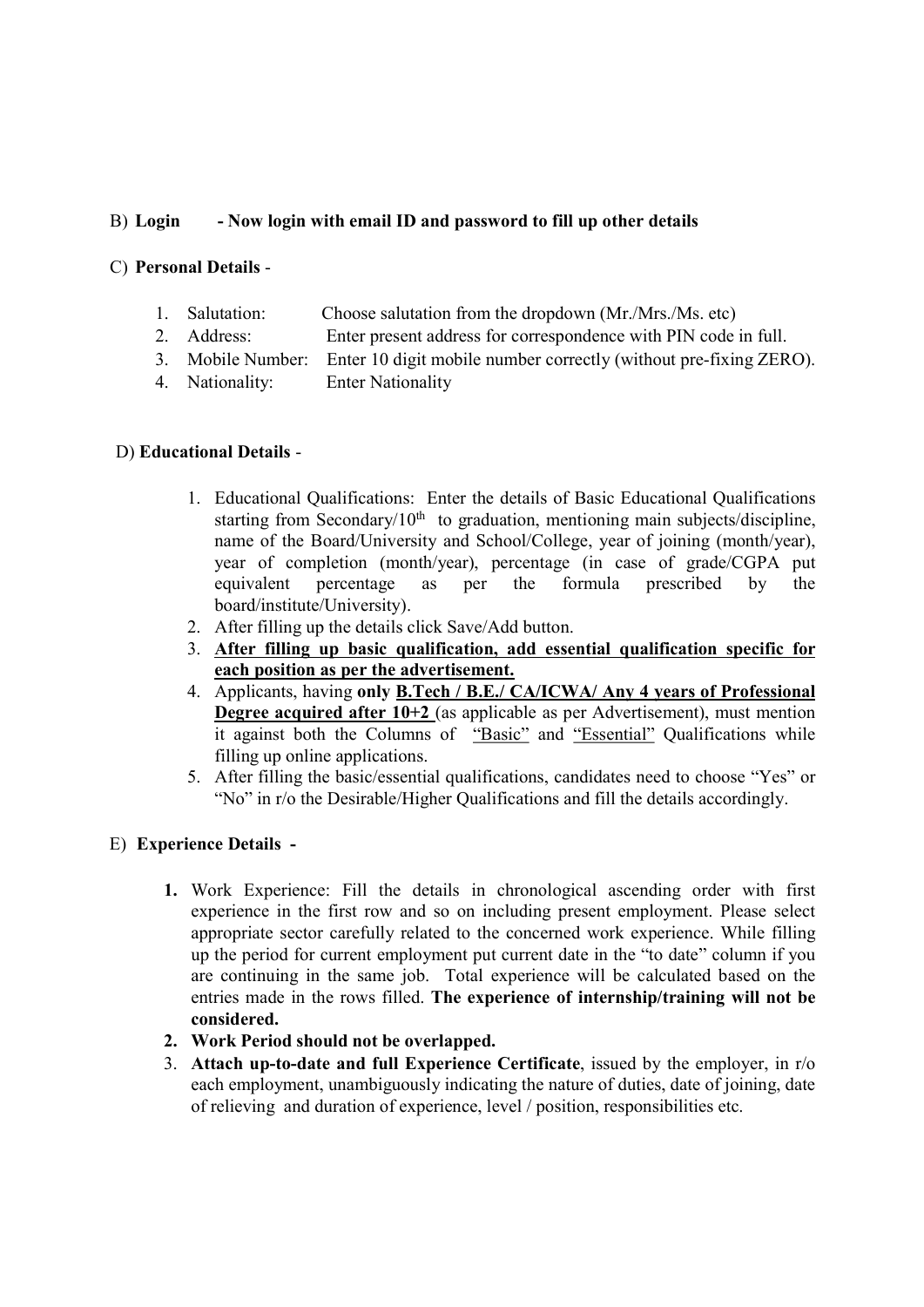B) **Login - Now login with email ID and password to fill up other details**

C) **Personal Details** -

1. Salutation: Choose salutation from the dropdown (Mr./Mrs./Ms. etc)
2. Address: Enter present address for correspondence with PIN code in full.
3. Mobile Number: Enter 10 digit mobile number correctly (without pre-fixing ZERO).
4. Nationality: Enter Nationality

D) **Educational Details** -

1. Educational Qualifications: Enter the details of Basic Educational Qualifications starting from Secondary/10$^{th}$ to graduation, mentioning main subjects/discipline, name of the Board/University and School/College, year of joining (month/year), year of completion (month/year), percentage (in case of grade/CGPA put equivalent percentage as per the formula prescribed by the board/institute/University).
2. After filling up the details click Save/Add button.
3. **After filling up basic qualification, add essential qualification specific for each position as per the advertisement.**
4. Applicants, having **only B.Tech / B.E./ CA/ICWA/ Any 4 years of Professional Degree acquired after 10+2** (as applicable as per Advertisement), must mention it against both the Columns of "Basic" and "Essential" Qualifications while filling up online applications.
5. After filling the basic/essential qualifications, candidates need to choose "Yes" or "No" in r/o the Desirable/Higher Qualifications and fill the details accordingly.

E) **Experience Details** -

1. Work Experience: Fill the details in chronological ascending order with first experience in the first row and so on including present employment. Please select appropriate sector carefully related to the concerned work experience. While filling up the period for current employment put current date in the "to date" column if you are continuing in the same job. Total experience will be calculated based on the entries made in the rows filled. **The experience of internship/training will not be considered.**
2. **Work Period should not be overlapped.**
3. **Attach up-to-date and full Experience Certificate**, issued by the employer, in r/o each employment, unambiguously indicating the nature of duties, date of joining, date of relieving and duration of experience, level / position, responsibilities etc.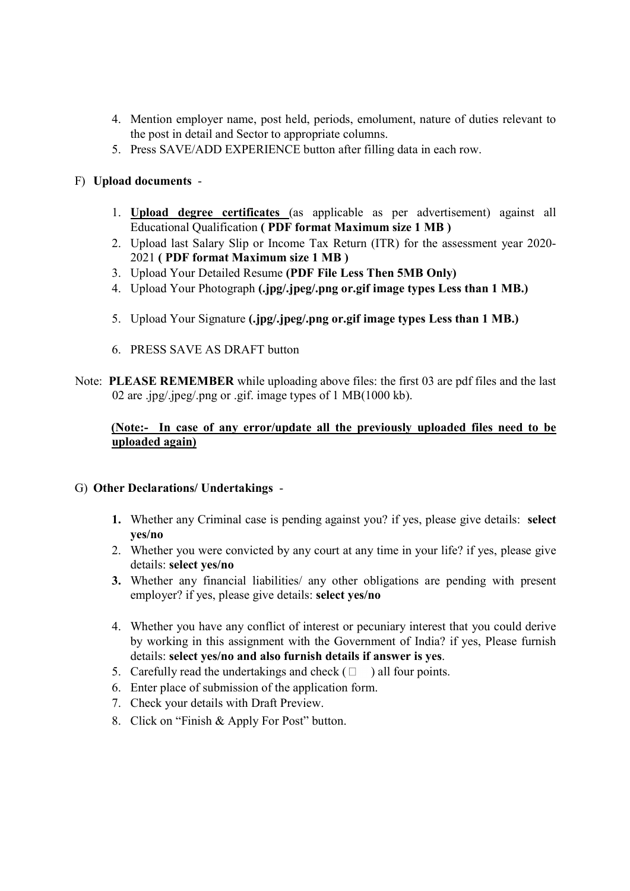4. Mention employer name, post held, periods, emolument, nature of duties relevant to the post in detail and Sector to appropriate columns.
5. Press SAVE/ADD EXPERIENCE button after filling data in each row.

F) **Upload documents** -

1. **Upload degree certificates** (as applicable as per advertisement) against all Educational Qualification **( PDF format Maximum size 1 MB )**
2. Upload last Salary Slip or Income Tax Return (ITR) for the assessment year 2020-2021 **( PDF format Maximum size 1 MB )**
3. Upload Your Detailed Resume **(PDF File Less Then 5MB Only)**
4. Upload Your Photograph **(.jpg/.jpeg/.png or.gif image types Less than 1 MB.)**
5. Upload Your Signature **(.jpg/.jpeg/.png or.gif image types Less than 1 MB.)**
6. PRESS SAVE AS DRAFT button

Note: **PLEASE REMEMBER** while uploading above files: the first 03 are pdf files and the last 02 are .jpg/.jpeg/.png or .gif. image types of 1 MB(1000 kb).

**(Note:- In case of any error/update all the previously uploaded files need to be uploaded again)**

G) **Other Declarations/ Undertakings** -

1. Whether any Criminal case is pending against you? if yes, please give details: **select yes/no**
2. Whether you were convicted by any court at any time in your life? if yes, please give details: **select yes/no**
3. Whether any financial liabilities/ any other obligations are pending with present employer? if yes, please give details: **select yes/no**
4. Whether you have any conflict of interest or pecuniary interest that you could derive by working in this assignment with the Government of India? if yes, Please furnish details: **select yes/no and also furnish details if answer is yes**.
5. Carefully read the undertakings and check ( □ ) all four points.
6. Enter place of submission of the application form.
7. Check your details with Draft Preview.
8. Click on "Finish & Apply For Post" button.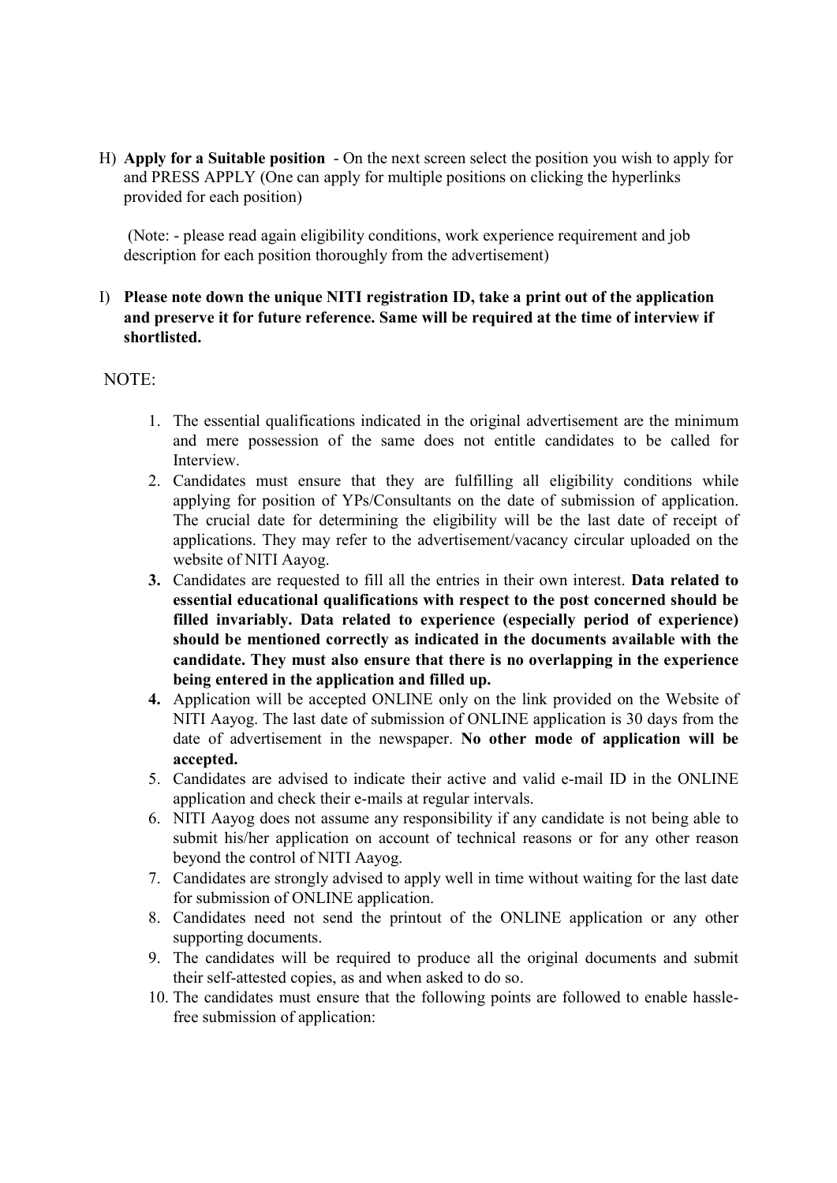H) **Apply for a Suitable position** - On the next screen select the position you wish to apply for and PRESS APPLY (One can apply for multiple positions on clicking the hyperlinks provided for each position)

(Note: - please read again eligibility conditions, work experience requirement and job description for each position thoroughly from the advertisement)

I) **Please note down the unique NITI registration ID, take a print out of the application and preserve it for future reference. Same will be required at the time of interview if shortlisted.**

NOTE:

1. The essential qualifications indicated in the original advertisement are the minimum and mere possession of the same does not entitle candidates to be called for Interview.
2. Candidates must ensure that they are fulfilling all eligibility conditions while applying for position of YPs/Consultants on the date of submission of application. The crucial date for determining the eligibility will be the last date of receipt of applications. They may refer to the advertisement/vacancy circular uploaded on the website of NITI Aayog.
3. Candidates are requested to fill all the entries in their own interest. **Data related to essential educational qualifications with respect to the post concerned should be filled invariably. Data related to experience (especially period of experience) should be mentioned correctly as indicated in the documents available with the candidate. They must also ensure that there is no overlapping in the experience being entered in the application and filled up.**
4. Application will be accepted ONLINE only on the link provided on the Website of NITI Aayog. The last date of submission of ONLINE application is 30 days from the date of advertisement in the newspaper. **No other mode of application will be accepted.**
5. Candidates are advised to indicate their active and valid e-mail ID in the ONLINE application and check their e-mails at regular intervals.
6. NITI Aayog does not assume any responsibility if any candidate is not being able to submit his/her application on account of technical reasons or for any other reason beyond the control of NITI Aayog.
7. Candidates are strongly advised to apply well in time without waiting for the last date for submission of ONLINE application.
8. Candidates need not send the printout of the ONLINE application or any other supporting documents.
9. The candidates will be required to produce all the original documents and submit their self-attested copies, as and when asked to do so.
10. The candidates must ensure that the following points are followed to enable hassle-free submission of application: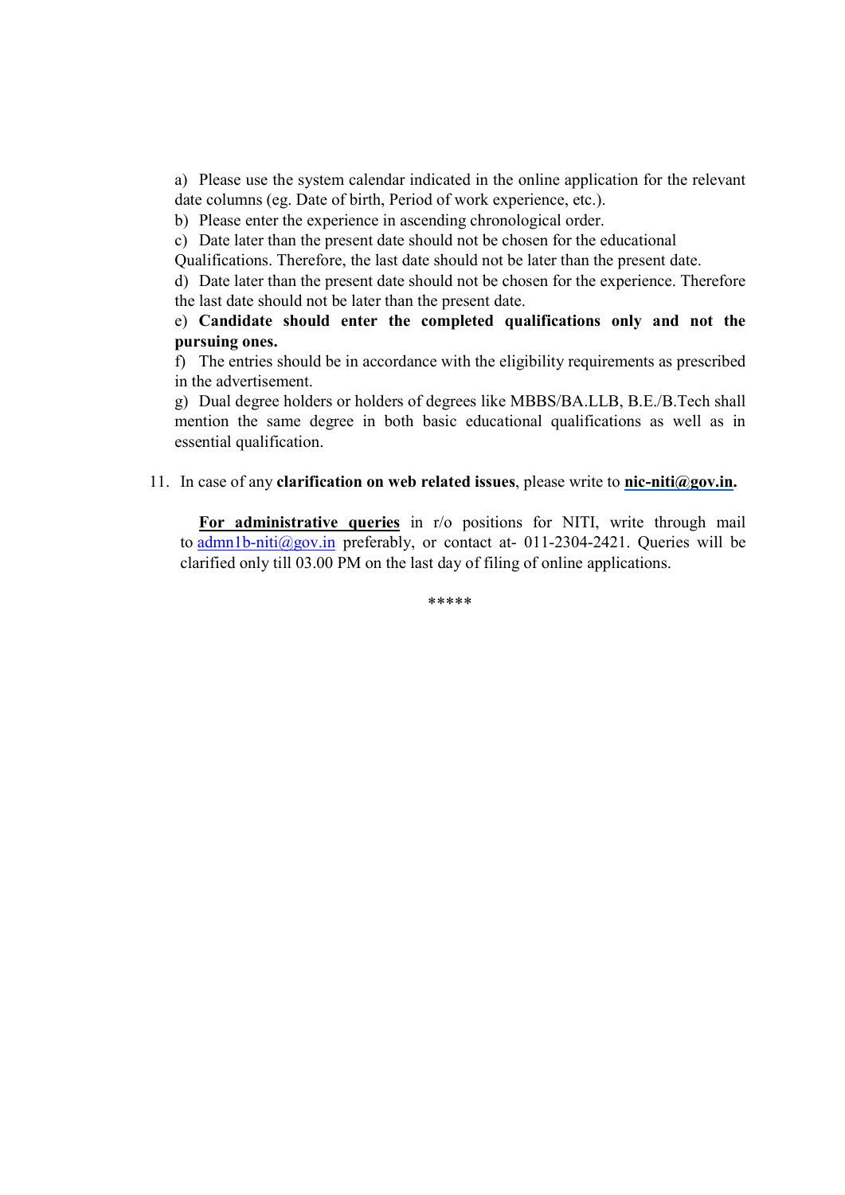a) Please use the system calendar indicated in the online application for the relevant date columns (eg. Date of birth, Period of work experience, etc.).

b) Please enter the experience in ascending chronological order.

c) Date later than the present date should not be chosen for the educational Qualifications. Therefore, the last date should not be later than the present date.

d) Date later than the present date should not be chosen for the experience. Therefore the last date should not be later than the present date.

e) **Candidate should enter the completed qualifications only and not the pursuing ones.**

f) The entries should be in accordance with the eligibility requirements as prescribed in the advertisement.

g) Dual degree holders or holders of degrees like MBBS/BA.LLB, B.E./B.Tech shall mention the same degree in both basic educational qualifications as well as in essential qualification.

11. In case of any **clarification on web related issues**, please write to **nic-niti@gov.in.**

    **For administrative queries** in r/o positions for NITI, write through mail to admn1b-niti@gov.in preferably, or contact at- 011-2304-2421. Queries will be clarified only till 03.00 PM on the last day of filing of online applications.

*****